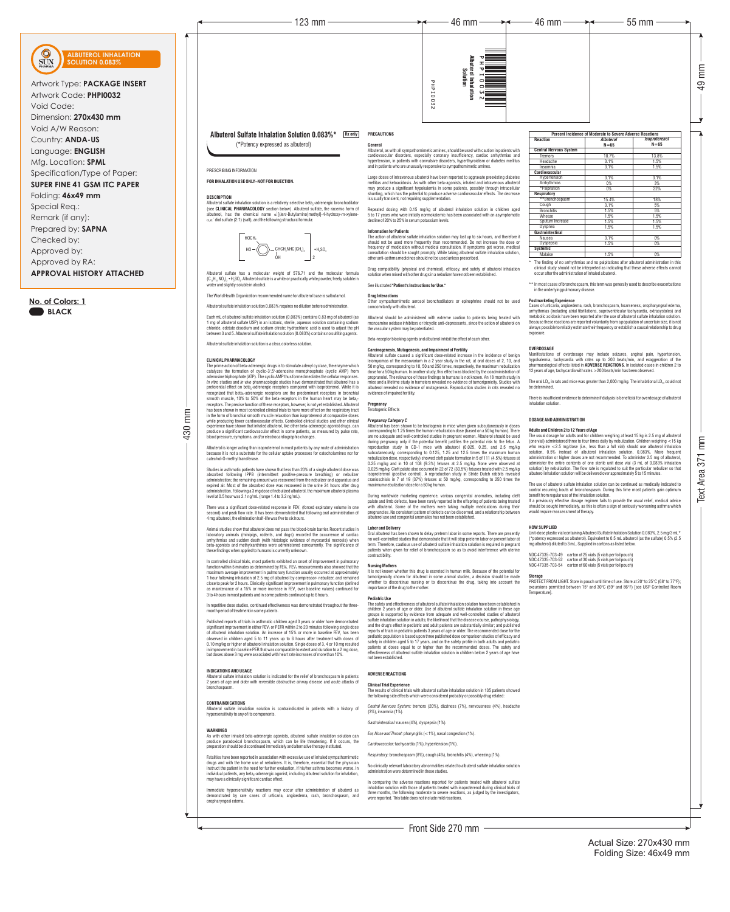**ALBUTEROL INHALATION SOLUTION 0.083%**

Artwork Type: **PACKAGE INSERT**
Artwork Code: **PHPI0032**
Void Code:
Dimension: **270x430 mm**
Void A/W Reason:
Country: **ANDA-US**
Language: **ENGLISH**
Mfg. Location: **SPML**
Specification/Type of Paper: **SUPER FINE 41 GSM ITC PAPER**
Folding: **46x49 mm**
Special Req.:
Remark (if any):
Prepared by: **SAPNA**
Checked by:
Approved by:
Approved by RA:
**APPROVAL HISTORY ATTACHED**

**No. of Colors: 1**
BLACK

123 mm — 46 mm — 46 mm — 55 mm
49 mm
430 mm
Text Area 371 mm
Front Side 270 mm

PHPI0032
Albuterol Inhalation Solution
PHPI0032

# Albuterol Sulfate Inhalation Solution 0.083%* Rx only

(*Potency expressed as albuterol)

PRESCRIBING INFORMATION

**FOR INHALATION USE ONLY–NOT FOR INJECTION.**

## DESCRIPTION

Albuterol sulfate inhalation solution is a relatively selective beta$_2$-adrenergic bronchodilator (see **CLINICAL PHARMACOLOGY** section below). Albuterol sulfate, the racemic form of albuterol, has the chemical name α'[(*tert*-Butylamino)methyl]-4-hydroxy-*m*-xylene-α,α' diol sulfate (2:1) (salt), and the following structural formula:

[Structural formula: HOCH$_2$, HO–(ring)–CHCH$_2$NHC(CH$_3$)$_3$ with OH, bracketed, subscript 2, •H$_2$SO$_4$]

Albuterol sulfate has a molecular weight of 576.71 and the molecular formula $(C_{13}H_{21}NO_3)_2 \cdot H_2SO_4$. Albuterol sulfate is a white or practically white powder, freely soluble in water and slightly soluble in alcohol.

The World Health Organization recommended name for albuterol base is salbutamol.

Albuterol sulfate inhalation solution 0.083% requires no dilution before administration.

Each mL of albuterol sulfate inhalation solution (0.083%) contains 0.83 mg of albuterol (as 1 mg of albuterol sulfate USP) in an isotonic, sterile, aqueous solution containing sodium chloride, edetate disodium and sulfuric acid; hydrochloric acid is used to adjust the pH between 3 and 5. Albuterol sulfate inhalation solution (0.083%) contains no sulfiting agents.

Albuterol sulfate inhalation solution is a clear, colorless solution.

## CLINICAL PHARMACOLOGY

The prime action of beta-adrenergic drugs is to stimulate adenyl cyclase, the enzyme which catalyzes the formation of cyclic-3',5'-adenosine monophosphate (cyclic AMP) from adenosine triphosphate (ATP). The cyclic AMP thus formed mediates the cellular responses. *In vitro* studies and *in vivo* pharmacologic studies have demonstrated that albuterol has a preferential effect on beta$_2$-adrenergic receptors compared with isoproterenol. While it is recognized that beta$_2$-adrenergic receptors are the predominant receptors in bronchial smooth muscle, 10% to 50% of the beta-receptors in the human heart may be beta$_2$-receptors. The precise function of these receptors, however, is not yet established. Albuterol has been shown in most controlled clinical trials to have more effect on the respiratory tract in the form of bronchial smooth muscle relaxation than isoproterenol at comparable doses while producing fewer cardiovascular effects. Controlled clinical studies and other clinical experience have shown that inhaled albuterol, like other beta-adrenergic agonist drugs, can produce a significant cardiovascular effect in some patients, as measured by pulse rate, blood pressure, symptoms, and/or electrocardiographic changes.

Albuterol is longer acting than isoproterenol in most patients by any route of administration because it is not a substrate for the cellular uptake processes for catecholamines nor for catechol-O-methyl transferase.

Studies in asthmatic patients have shown that less than 20% of a single albuterol dose was absorbed following IPPB (intermittent positive-pressure breathing) or nebulizer administration; the remaining amount was recovered from the nebulizer and apparatus and expired air. Most of the absorbed dose was recovered in the urine 24 hours after drug administration. Following a 3 mg dose of nebulized albuterol, the maximum albuterol plasma level at 0.5 hour was 2.1 ng/mL (range 1.4 to 3.2 ng/mL).

There was a significant dose-related response in FEV$_1$ (forced expiratory volume in one second) and peak flow rate. It has been demonstrated that following oral administration of 4 mg albuterol, the elimination half-life was five to six hours.

Animal studies show that albuterol does not pass the blood-brain barrier. Recent studies in laboratory animals (minipigs, rodents, and dogs) recorded the occurrence of cardiac arrhythmias and sudden death (with histologic evidence of myocardial necrosis) when beta-agonists and methylxanthines were administered concurrently. The significance of these findings when applied to humans is currently unknown.

In controlled clinical trials, most patients exhibited an onset of improvement in pulmonary function within 5 minutes as determined by FEV$_1$. FEV$_1$ measurements also showed that the maximum average improvement in pulmonary function usually occurred at approximately 1 hour following inhalation of 2.5 mg of albuterol by compressor- nebulizer, and remained close to peak for 2 hours. Clinically significant improvement in pulmonary function (defined as maintenance of a 15% or more increase in FEV$_1$ over baseline values) continued for 3 to 4 hours in most patients and in some patients continued up to 6 hours.

In repetitive dose studies, continued effectiveness was demonstrated throughout the three-month period of treatment in some patients.

Published reports of trials in asthmatic children aged 3 years or older have demonstrated significant improvement in either FEV$_1$ or PEFR within 2 to 20 minutes following single dose of albuterol inhalation solution. An increase of 15% or more in baseline FEV$_1$ has been observed in children aged 5 to 11 years up to 6 hours after treatment with doses of 0.10 mg/kg or higher of albuterol inhalation solution. Single doses of 3, 4 or 10 mg resulted in improvement in baseline PEF that was comparable to extent and duration to a 2 mg dose, but doses above 3 mg were associated with heart rate increases of more than 10%.

## INDICATIONS AND USAGE

Albuterol sulfate inhalation solution is indicated for the relief of bronchospasm in patients 2 years of age and older with reversible obstructive airway disease and acute attacks of bronchospasm.

## CONTRAINDICATIONS

Albuterol sulfate inhalation solution is contraindicated in patients with a history of hypersensitivity to any of its components.

## WARNINGS

As with other inhaled beta-adrenergic agonists, albuterol sulfate inhalation solution can produce paradoxical bronchospasm, which can be life threatening. If it occurs, the preparation should be discontinued immediately and alternative therapy instituted.

Fatalities have been reported in association with excessive use of inhaled sympathomimetic drugs and with the home use of nebulizers. It is, therefore, essential that the physician instruct the patient in the need for further evaluation, if his/her asthma becomes worse. In individual patients, any beta$_2$-adrenergic agonist, including albuterol solution for inhalation, may have a clinically significant cardiac effect.

Immediate hypersensitivity reactions may occur after administration of albuterol as demonstrated by rare cases of urticaria, angioedema, rash, bronchospasm, and oropharyngeal edema.

## PRECAUTIONS

**General**

Albuterol, as with all sympathomimetic amines, should be used with caution in patients with cardiovascular disorders, especially coronary insufficiency, cardiac arrhythmias and hypertension, in patients with convulsive disorders, hyperthyroidism or diabetes mellitus and in patients who are unusually responsive to sympathomimetic amines.

Large doses of intravenous albuterol have been reported to aggravate preexisting diabetes mellitus and ketoacidosis. As with other beta-agonists, inhaled and intravenous albuterol may produce a significant hypokalemia in some patients, possibly through intracellular shunting, which has the potential to produce adverse cardiovascular effects. The decrease is usually transient, not requiring supplementation.

Repeated dosing with 0.15 mg/kg of albuterol inhalation solution in children aged 5 to 17 years who were initially normokalemic has been associated with an asymptomatic decline of 20% to 25% in serum potassium levels.

**Information for Patients**

The action of albuterol sulfate inhalation solution may last up to six hours, and therefore it should not be used more frequently than recommended. Do not increase the dose or frequency of medication without medical consultation. If symptoms get worse, medical consultation should be sought promptly. While taking albuterol sulfate inhalation solution, other anti-asthma medicines should not be used unless prescribed.

Drug compatibility (physical and chemical), efficacy, and safety of albuterol inhalation solution when mixed with other drugs in a nebulizer have not been established.

See illustrated **"Patient's Instructions for Use."**

**Drug Interactions**

Other sympathomimetic aerosol bronchodilators or epinephrine should not be used concomitantly with albuterol.

Albuterol should be administered with extreme caution to patients being treated with monoamine oxidase inhibitors or tricyclic anti-depressants, since the action of albuterol on the vascular system may be potentiated.

Beta-receptor blocking agents and albuterol inhibit the effect of each other.

**Carcinogenesis, Mutagenesis, and Impairment of Fertility**

Albuterol sulfate caused a significant dose-related increase in the incidence of benign leiomyomas of the mesovarium in a 2 year study in the rat, at oral doses of 2, 10, and 50 mg/kg, corresponding to 10, 50 and 250 times, respectively, the maximum nebulization dose for a 50 kg human. In another study, this effect was blocked by the coadministration of propranolol. The relevance of these findings to humans is not known. An 18 month study in mice and a lifetime study in hamsters revealed no evidence of tumorigenicity. Studies with albuterol revealed no evidence of mutagenesis. Reproduction studies in rats revealed no evidence of impaired fertility.

**Pregnancy**

Teratogenic Effects

***Pregnancy Category C***

Albuterol has been shown to be teratogenic in mice when given subcutaneously in doses corresponding to 1.25 times the human nebulization dose (based on a 50 kg human). There are no adequate and well-controlled studies in pregnant women. Albuterol should be used during pregnancy only if the potential benefit justifies the potential risk to the fetus. A reproduction study in CD-1 mice with albuterol (0.025, 0.25, and 2.5 mg/kg subcutaneously, corresponding to 0.125, 1.25 and 12.5 times the maximum human nebulization dose, respectively) showed cleft palate formation in 5 of 111 (4.5%) fetuses at 0.25 mg/kg and in 10 of 108 (9.3%) fetuses at 2.5 mg/kg. None were observed at 0.025 mg/kg. Cleft palate also occurred in 22 of 72 (30.5%) fetuses treated with 2.5 mg/kg isoproterenol (positive control). A reproduction study in Stride Dutch rabbits revealed cranioschisis in 7 of 19 (37%) fetuses at 50 mg/kg, corresponding to 250 times the maximum nebulization dose for a 50 kg human.

During worldwide marketing experience, various congenital anomalies, including cleft palate and limb defects, have been rarely reported in the offspring of patients being treated with albuterol. Some of the mothers were taking multiple medications during their pregnancies. No consistent pattern of defects can be discerned, and a relationship between albuterol use and congenital anomalies has not been established.

**Labor and Delivery**

Oral albuterol has been shown to delay preterm labor in some reports. There are presently no well-controlled studies that demonstrate that it will stop preterm labor or prevent labor at term. Therefore, cautious use of albuterol sulfate inhalation solution is required in pregnant patients when given for relief of bronchospasm so as to avoid interference with uterine contractibility.

**Nursing Mothers**

It is not known whether this drug is excreted in human milk. Because of the potential for tumorigenicity shown for albuterol in some animal studies, a decision should be made whether to discontinue nursing or to discontinue the drug, taking into account the importance of the drug to the mother.

**Pediatric Use**

The safety and effectiveness of albuterol sulfate inhalation solution have been established in children 2 years of age or older. Use of albuterol sulfate inhalation solution in these age groups is supported by evidence from adequate and well-controlled studies of albuterol sulfate inhalation solution in adults; the likelihood that the disease course, pathophysiology, and the drug's effect in pediatric and adult patients are substantially similar; and published reports of trials in pediatric patients 3 years of age or older. The recommended dose for the pediatric population is based upon three published dose comparison studies of efficacy and safety in children aged 5 to 17 years, and on the safety profile in both adults and pediatric patients at doses equal to or higher than the recommended doses. The safety and effectiveness of albuterol sulfate inhalation solution in children below 2 years of age have not been established.

## ADVERSE REACTIONS

**Clinical Trial Experience**

The results of clinical trials with albuterol sulfate inhalation solution in 135 patients showed the following side effects which were considered probably or possibly drug related:

*Central Nervous System:* tremors (20%), dizziness (7%), nervousness (4%), headache (3%), insomnia (1%).

*Gastrointestinal:* nausea (4%), dyspepsia (1%).

*Ear, Nose and Throat:* pharyngitis (<1%), nasal congestion (1%).

*Cardiovascular:* tachycardia (1%), hypertension (1%).

*Respiratory:* bronchospasm (8%), cough (4%), bronchitis (4%), wheezing (1%).

No clinically relevant laboratory abnormalities related to albuterol sulfate inhalation solution administration were determined in these studies.

In comparing the adverse reactions reported for patients treated with albuterol sulfate inhalation solution with those of patients treated with isoproterenol during clinical trials of three months, the following moderate to severe reactions, as judged by the investigators, were reported. This table does not include mild reactions.

| Percent Incidence of Moderate to Severe Adverse Reactions | | |
|---|---|---|
| Reaction | Albuterol N=65 | Isoproterenol N=65 |
| **Central Nervous System** | | |
| Tremors | 10.7% | 13.8% |
| Headache | 3.1% | 1.5% |
| Insomnia | 3.1% | 1.5% |
| **Cardiovascular** | | |
| Hypertension | 3.1% | 3.1% |
| Arrhythmias | 0% | 3% |
| *Palpitation | 0% | 22% |
| **Respiratory** | | |
| **Bronchospasm | 15.4% | 18% |
| Cough | 3.1% | 5% |
| Bronchitis | 1.5% | 5% |
| Wheeze | 1.5% | 1.5% |
| Sputum Increase | 1.5% | 1.5% |
| Dyspnea | 1.5% | 1.5% |
| **Gastrointestinal** | | |
| Nausea | 3.1% | 0% |
| Dyspepsia | 1.5% | 0% |
| **Systemic** | | |
| Malaise | 1.5% | 0% |

\* The finding of no arrhythmias and no palpitations after albuterol administration in this clinical study should not be interpreted as indicating that these adverse effects cannot occur after the administration of inhaled albuterol.

\*\* In most cases of bronchospasm, this term was generally used to describe exacerbations in the underlying pulmonary disease.

**Postmarketing Experience**

Cases of urticaria, angioedema, rash, bronchospasm, hoarseness, oropharyngeal edema, arrhythmias (including atrial fibrillations, supraventricular tachycardia, extrasystoles) and metabolic acidosis have been reported after the use of albuterol sulfate inhalation solution. Because these reactions are reported voluntarily from a population of uncertain size, it is not always possible to reliably estimate their frequency or establish a causal relationship to drug exposure.

## OVERDOSAGE

Manifestations of overdosage may include seizures, anginal pain, hypertension, hypokalemia, tachycardia with rates up to 200 beats/min, and exaggeration of the pharmacological effects listed in **ADVERSE REACTIONS**. In isolated cases in children 2 to 12 years of age, tachycardia with rates >200 beats/min has been observed.

The oral LD$_{50}$ in rats and mice was greater than 2,000 mg/kg. The inhalational LD$_{50}$ could not be determined.

There is insufficient evidence to determine if dialysis is beneficial for overdosage of albuterol inhalation solution.

## DOSAGE AND ADMINISTRATION

**Adults and Children 2 to 12 Years of Age**

The usual dosage for adults and for children weighing at least 15 kg is 2.5 mg of albuterol (one vial) administered three to four times daily by nebulization. Children weighing <15 kg who require <2.5 mg/dose (i.e., less than a full vial) should use albuterol inhalation solution, 0.5% instead of albuterol inhalation solution, 0.083%. More frequent administration or higher doses are not recommended. To administer 2.5 mg of albuterol, administer the entire contents of one sterile unit dose vial (3 mL of 0.083% inhalation solution) by nebulization. The flow rate is regulated to suit the particular nebulizer so that albuterol inhalation solution will be delivered over approximately 5 to 15 minutes.

The use of albuterol sulfate inhalation solution can be continued as medically indicated to control recurring bouts of bronchospasm. During this time most patients gain optimum benefit from regular use of the inhalation solution.

If a previously effective dosage regimen fails to provide the usual relief, medical advice should be sought immediately, as this is often a sign of seriously worsening asthma which would require reassessment of therapy.

## HOW SUPPLIED

Unit-dose plastic vial containing Albuterol Sulfate Inhalation Solution 0.083%, 2.5 mg/3 mL* (*potency expressed as albuterol). Equivalent to 0.5 mL albuterol (as the sulfate) 0.5% (2.5 mg albuterol) diluted to 3 mL. Supplied in cartons as listed below.

NDC 47335-703-49 carton of 25 vials (5 vials per foil pouch)
NDC 47335-703-52 carton of 30 vials (5 vials per foil pouch)
NDC 47335-703-54 carton of 60 vials (5 vials per foil pouch)

**Storage**

PROTECT FROM LIGHT. Store in pouch until time of use. Store at 20° to 25°C (68° to 77°F); excursions permitted between 15° and 30°C (59° and 86°F) [see USP Controlled Room Temperature].

Actual Size: 270x430 mm
Folding Size: 46x49 mm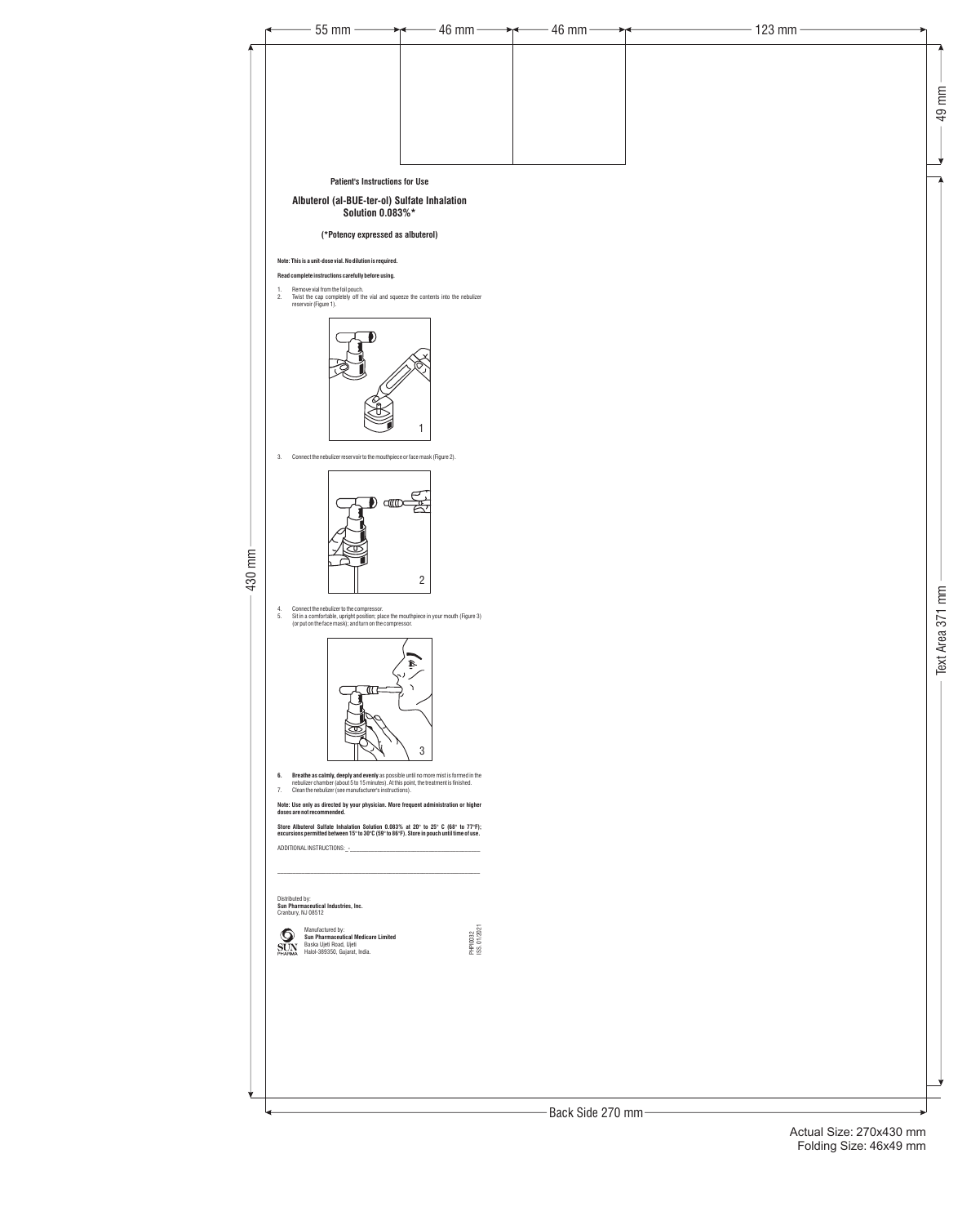## Patient's Instructions for Use

## Albuterol (al-BUE-ter-ol) Sulfate Inhalation Solution 0.083%*

**(*Potency expressed as albuterol)**

**Note: This is a unit-dose vial. No dilution is required.**

**Read complete instructions carefully before using.**

1. Remove vial from the foil pouch.
2. Twist the cap completely off the vial and squeeze the contents into the nebulizer reservoir (Figure 1).

1

3. Connect the nebulizer reservoir to the mouthpiece or face mask (Figure 2).

2

4. Connect the nebulizer to the compressor.
5. Sit in a comfortable, upright position; place the mouthpiece in your mouth (Figure 3) (or put on the face mask); and turn on the compressor.

3

6. **Breathe as calmly, deeply and evenly** as possible until no more mist is formed in the nebulizer chamber (about 5 to 15 minutes). At this point, the treatment is finished.
7. Clean the nebulizer (see manufacturer's instructions).

**Note: Use only as directed by your physician. More frequent administration or higher doses are not recommended.**

**Store Albuterol Sulfate Inhalation Solution 0.083% at 20° to 25° C (68° to 77°F); excursions permitted between 15° to 30°C (59° to 86°F). Store in pouch until time of use.**

ADDITIONAL INSTRUCTIONS: \_\_\_\_\_\_\_\_\_\_\_\_\_\_\_\_\_\_\_\_\_\_\_\_\_\_\_\_\_\_\_\_\_\_\_\_\_\_\_\_

\_\_\_\_\_\_\_\_\_\_\_\_\_\_\_\_\_\_\_\_\_\_\_\_\_\_\_\_\_\_\_\_\_\_\_\_\_\_\_\_\_\_\_\_\_\_\_\_\_\_\_\_\_\_\_\_\_\_

Distributed by:
**Sun Pharmaceutical Industries, Inc.**
Cranbury, NJ 08512

Manufactured by:
**Sun Pharmaceutical Medicare Limited**
Baska Ujeti Road, Ujeti
Halol-389350, Gujarat, India.

PHP0032
ISS. 01/2021